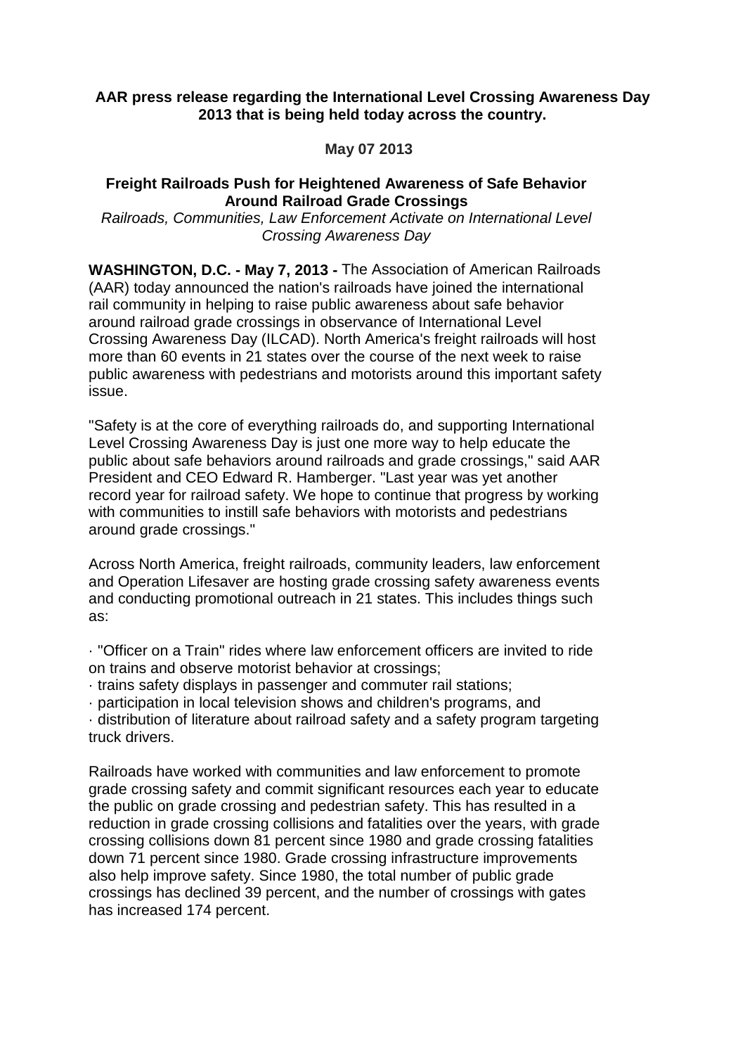**AAR press release regarding the International Level Crossing Awareness Day 2013 that is being held today across the country.**

**May 07 2013**

## Freight Railroads Push for Heightened Awareness of Safe Behavior Around Railroad Grade Crossings

*Railroads, Communities, Law Enforcement Activate on International Level Crossing Awareness Day*

**WASHINGTON, D.C. - May 7, 2013 -** The Association of American Railroads (AAR) today announced the nation's railroads have joined the international rail community in helping to raise public awareness about safe behavior around railroad grade crossings in observance of International Level Crossing Awareness Day (ILCAD). North America's freight railroads will host more than 60 events in 21 states over the course of the next week to raise public awareness with pedestrians and motorists around this important safety issue.

"Safety is at the core of everything railroads do, and supporting International Level Crossing Awareness Day is just one more way to help educate the public about safe behaviors around railroads and grade crossings," said AAR President and CEO Edward R. Hamberger. "Last year was yet another record year for railroad safety. We hope to continue that progress by working with communities to instill safe behaviors with motorists and pedestrians around grade crossings."

Across North America, freight railroads, community leaders, law enforcement and Operation Lifesaver are hosting grade crossing safety awareness events and conducting promotional outreach in 21 states. This includes things such as:

- "Officer on a Train" rides where law enforcement officers are invited to ride on trains and observe motorist behavior at crossings;
- trains safety displays in passenger and commuter rail stations;
- participation in local television shows and children's programs, and
- distribution of literature about railroad safety and a safety program targeting truck drivers.

Railroads have worked with communities and law enforcement to promote grade crossing safety and commit significant resources each year to educate the public on grade crossing and pedestrian safety. This has resulted in a reduction in grade crossing collisions and fatalities over the years, with grade crossing collisions down 81 percent since 1980 and grade crossing fatalities down 71 percent since 1980. Grade crossing infrastructure improvements also help improve safety. Since 1980, the total number of public grade crossings has declined 39 percent, and the number of crossings with gates has increased 174 percent.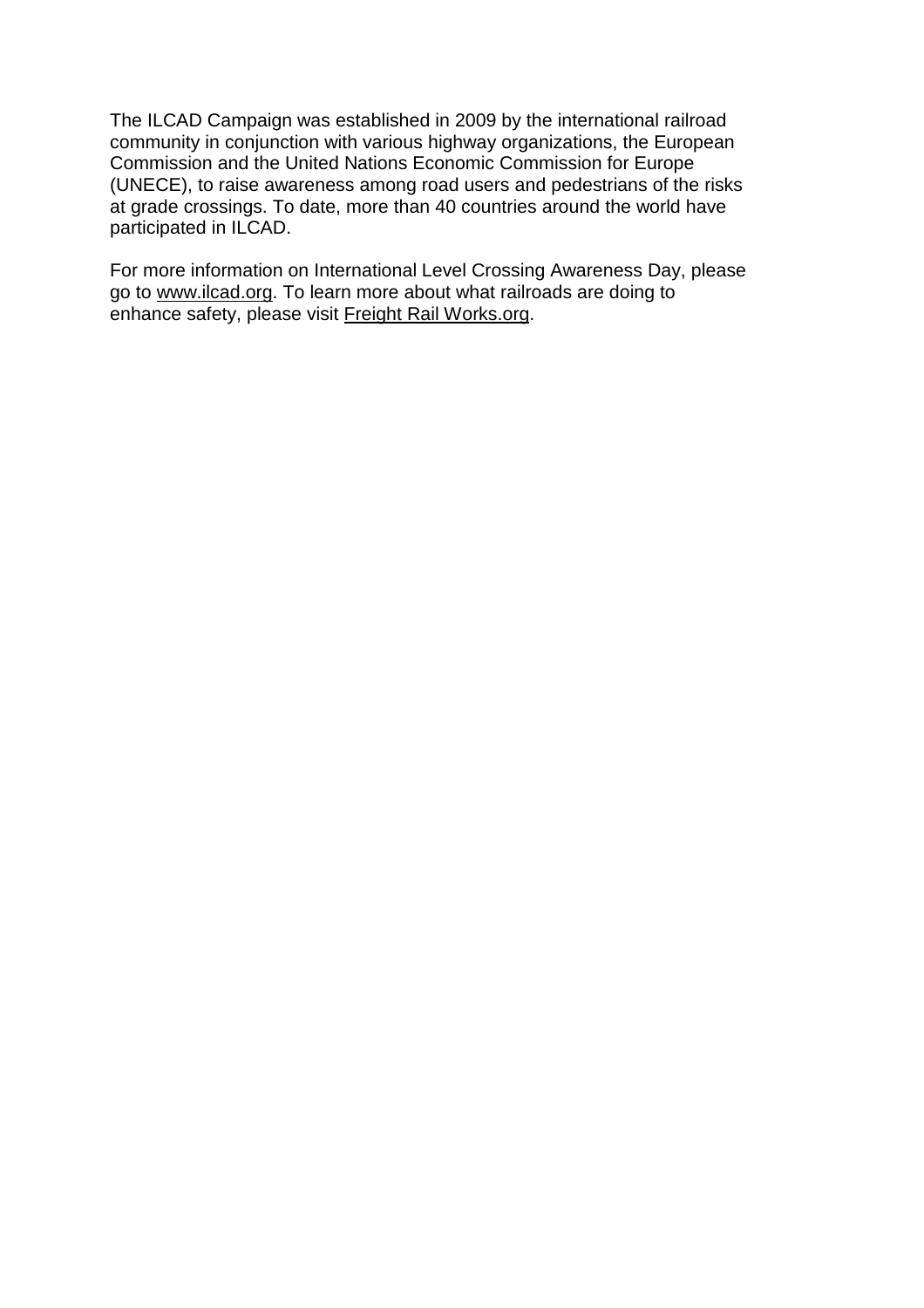The ILCAD Campaign was established in 2009 by the international railroad community in conjunction with various highway organizations, the European Commission and the United Nations Economic Commission for Europe (UNECE), to raise awareness among road users and pedestrians of the risks at grade crossings. To date, more than 40 countries around the world have participated in ILCAD.

For more information on International Level Crossing Awareness Day, please go to www.ilcad.org. To learn more about what railroads are doing to enhance safety, please visit Freight Rail Works.org.